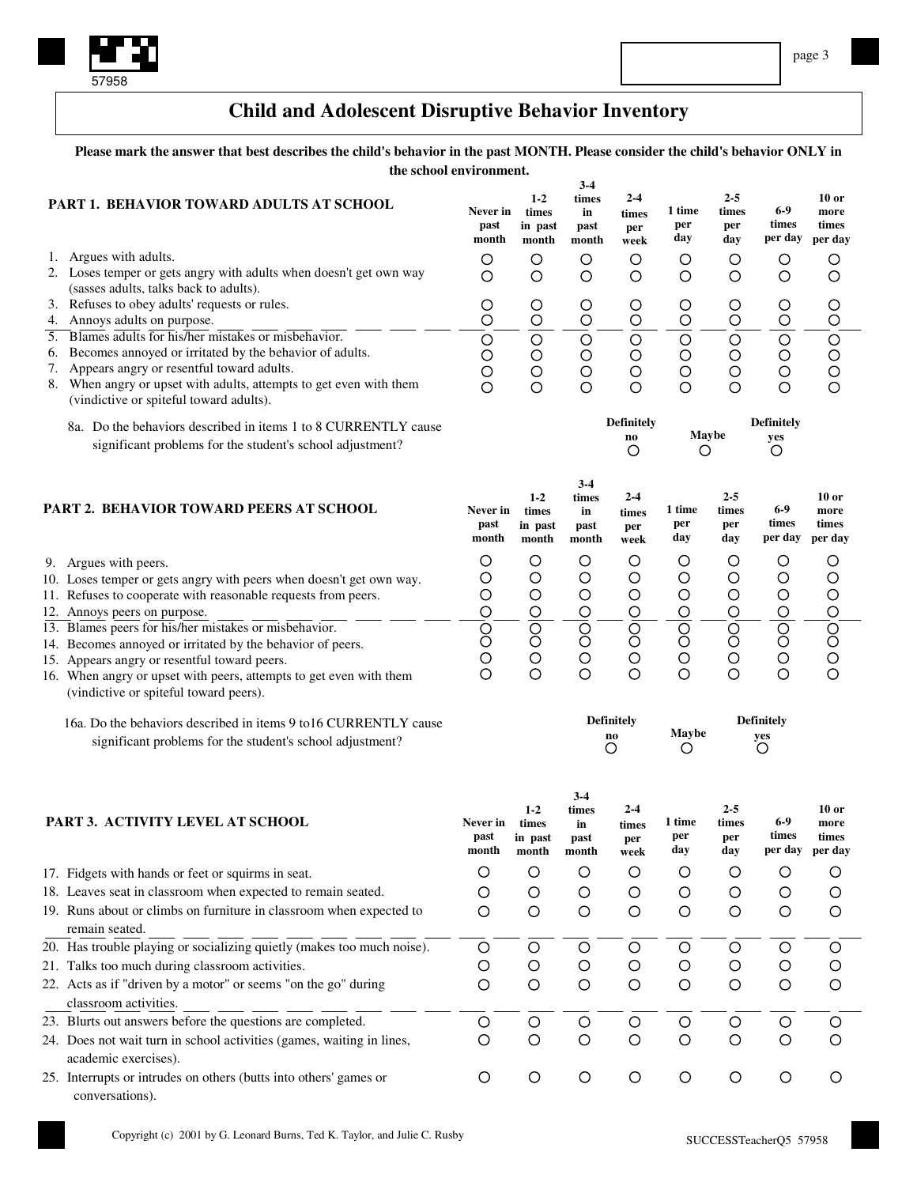# Child and Adolescent Disruptive Behavior Inventory

**Please mark the answer that best describes the child's behavior in the past MONTH. Please consider the child's behavior ONLY in the school environment.**

| PART 1. BEHAVIOR TOWARD ADULTS AT SCHOOL | Never in past month | 1-2 times in past month | 3-4 times in past month | 2-4 times per week | 1 time per day | 2-5 times per day | 6-9 times per day | 10 or more times per day |
|---|---|---|---|---|---|---|---|---|
| 1. Argues with adults. | ○ | ○ | ○ | ○ | ○ | ○ | ○ | ○ |
| 2. Loses temper or gets angry with adults when doesn't get own way (sasses adults, talks back to adults). | ○ | ○ | ○ | ○ | ○ | ○ | ○ | ○ |
| 3. Refuses to obey adults' requests or rules. | ○ | ○ | ○ | ○ | ○ | ○ | ○ | ○ |
| 4. Annoys adults on purpose. | ○ | ○ | ○ | ○ | ○ | ○ | ○ | ○ |
| 5. Blames adults for his/her mistakes or misbehavior. | ○ | ○ | ○ | ○ | ○ | ○ | ○ | ○ |
| 6. Becomes annoyed or irritated by the behavior of adults. | ○ | ○ | ○ | ○ | ○ | ○ | ○ | ○ |
| 7. Appears angry or resentful toward adults. | ○ | ○ | ○ | ○ | ○ | ○ | ○ | ○ |
| 8. When angry or upset with adults, attempts to get even with them (vindictive or spiteful toward adults). | ○ | ○ | ○ | ○ | ○ | ○ | ○ | ○ |

| | Definitely no | Maybe | Definitely yes |
|---|---|---|---|
| 8a. Do the behaviors described in items 1 to 8 CURRENTLY cause significant problems for the student's school adjustment? | ○ | ○ | ○ |

| PART 2. BEHAVIOR TOWARD PEERS AT SCHOOL | Never in past month | 1-2 times in past month | 3-4 times in past month | 2-4 times per week | 1 time per day | 2-5 times per day | 6-9 times per day | 10 or more times per day |
|---|---|---|---|---|---|---|---|---|
| 9. Argues with peers. | ○ | ○ | ○ | ○ | ○ | ○ | ○ | ○ |
| 10. Loses temper or gets angry with peers when doesn't get own way. | ○ | ○ | ○ | ○ | ○ | ○ | ○ | ○ |
| 11. Refuses to cooperate with reasonable requests from peers. | ○ | ○ | ○ | ○ | ○ | ○ | ○ | ○ |
| 12. Annoys peers on purpose. | ○ | ○ | ○ | ○ | ○ | ○ | ○ | ○ |
| 13. Blames peers for his/her mistakes or misbehavior. | ○ | ○ | ○ | ○ | ○ | ○ | ○ | ○ |
| 14. Becomes annoyed or irritated by the behavior of peers. | ○ | ○ | ○ | ○ | ○ | ○ | ○ | ○ |
| 15. Appears angry or resentful toward peers. | ○ | ○ | ○ | ○ | ○ | ○ | ○ | ○ |
| 16. When angry or upset with peers, attempts to get even with them (vindictive or spiteful toward peers). | ○ | ○ | ○ | ○ | ○ | ○ | ○ | ○ |

| | Definitely no | Maybe | Definitely yes |
|---|---|---|---|
| 16a. Do the behaviors described in items 9 to16 CURRENTLY cause significant problems for the student's school adjustment? | ○ | ○ | ○ |

| PART 3. ACTIVITY LEVEL AT SCHOOL | Never in past month | 1-2 times in past month | 3-4 times in past month | 2-4 times per week | 1 time per day | 2-5 times per day | 6-9 times per day | 10 or more times per day |
|---|---|---|---|---|---|---|---|---|
| 17. Fidgets with hands or feet or squirms in seat. | ○ | ○ | ○ | ○ | ○ | ○ | ○ | ○ |
| 18. Leaves seat in classroom when expected to remain seated. | ○ | ○ | ○ | ○ | ○ | ○ | ○ | ○ |
| 19. Runs about or climbs on furniture in classroom when expected to remain seated. | ○ | ○ | ○ | ○ | ○ | ○ | ○ | ○ |
| 20. Has trouble playing or socializing quietly (makes too much noise). | ○ | ○ | ○ | ○ | ○ | ○ | ○ | ○ |
| 21. Talks too much during classroom activities. | ○ | ○ | ○ | ○ | ○ | ○ | ○ | ○ |
| 22. Acts as if "driven by a motor" or seems "on the go" during classroom activities. | ○ | ○ | ○ | ○ | ○ | ○ | ○ | ○ |
| 23. Blurts out answers before the questions are completed. | ○ | ○ | ○ | ○ | ○ | ○ | ○ | ○ |
| 24. Does not wait turn in school activities (games, waiting in lines, academic exercises). | ○ | ○ | ○ | ○ | ○ | ○ | ○ | ○ |
| 25. Interrupts or intrudes on others (butts into others' games or conversations). | ○ | ○ | ○ | ○ | ○ | ○ | ○ | ○ |

Copyright (c) 2001 by G. Leonard Burns, Ted K. Taylor, and Julie C. Rusby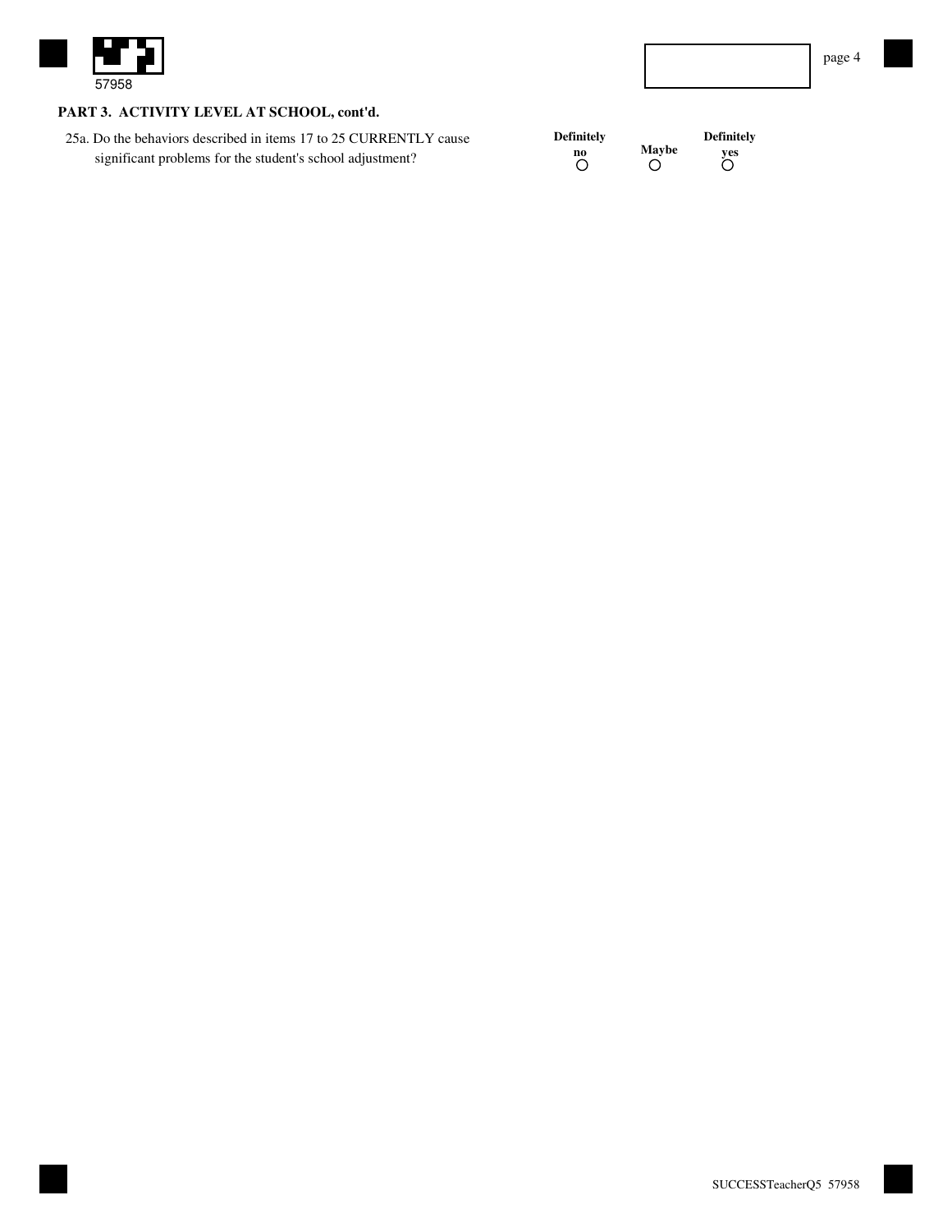## PART 3. ACTIVITY LEVEL AT SCHOOL, cont'd.

| | Definitely no | Maybe | Definitely yes |
|---|---|---|---|
| 25a. Do the behaviors described in items 17 to 25 CURRENTLY cause significant problems for the student's school adjustment? | ○ | ○ | ○ |